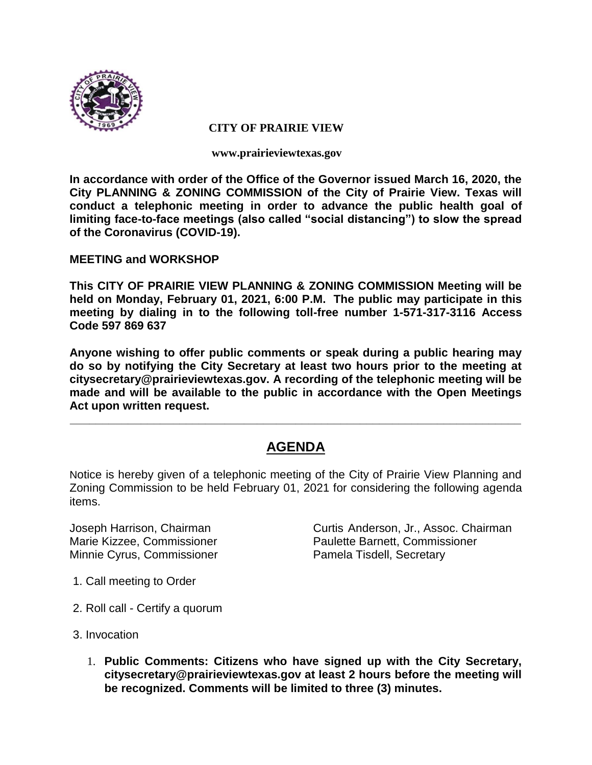**CITY OF PRAIRIE VIEW**

**www.prairieviewtexas.gov**

**In accordance with order of the Office of the Governor issued March 16, 2020, the City PLANNING & ZONING COMMISSION of the City of Prairie View. Texas will conduct a telephonic meeting in order to advance the public health goal of limiting face-to-face meetings (also called "social distancing") to slow the spread of the Coronavirus (COVID-19).**

**MEETING and WORKSHOP**

**This CITY OF PRAIRIE VIEW PLANNING & ZONING COMMISSION Meeting will be held on Monday, February 01, 2021, 6:00 P.M. The public may participate in this meeting by dialing in to the following toll-free number 1-571-317-3116 Access Code 597 869 637**

**Anyone wishing to offer public comments or speak during a public hearing may do so by notifying the City Secretary at least two hours prior to the meeting at citysecretary@prairieviewtexas.gov. A recording of the telephonic meeting will be made and will be available to the public in accordance with the Open Meetings Act upon written request.**

---

# AGENDA

Notice is hereby given of a telephonic meeting of the City of Prairie View Planning and Zoning Commission to be held February 01, 2021 for considering the following agenda items.

Joseph Harrison, Chairman
Curtis Anderson, Jr., Assoc. Chairman
Marie Kizzee, Commissioner
Paulette Barnett, Commissioner
Minnie Cyrus, Commissioner
Pamela Tisdell, Secretary

1. Call meeting to Order
2. Roll call - Certify a quorum
3. Invocation

   1. **Public Comments: Citizens who have signed up with the City Secretary, citysecretary@prairieviewtexas.gov at least 2 hours before the meeting will be recognized. Comments will be limited to three (3) minutes.**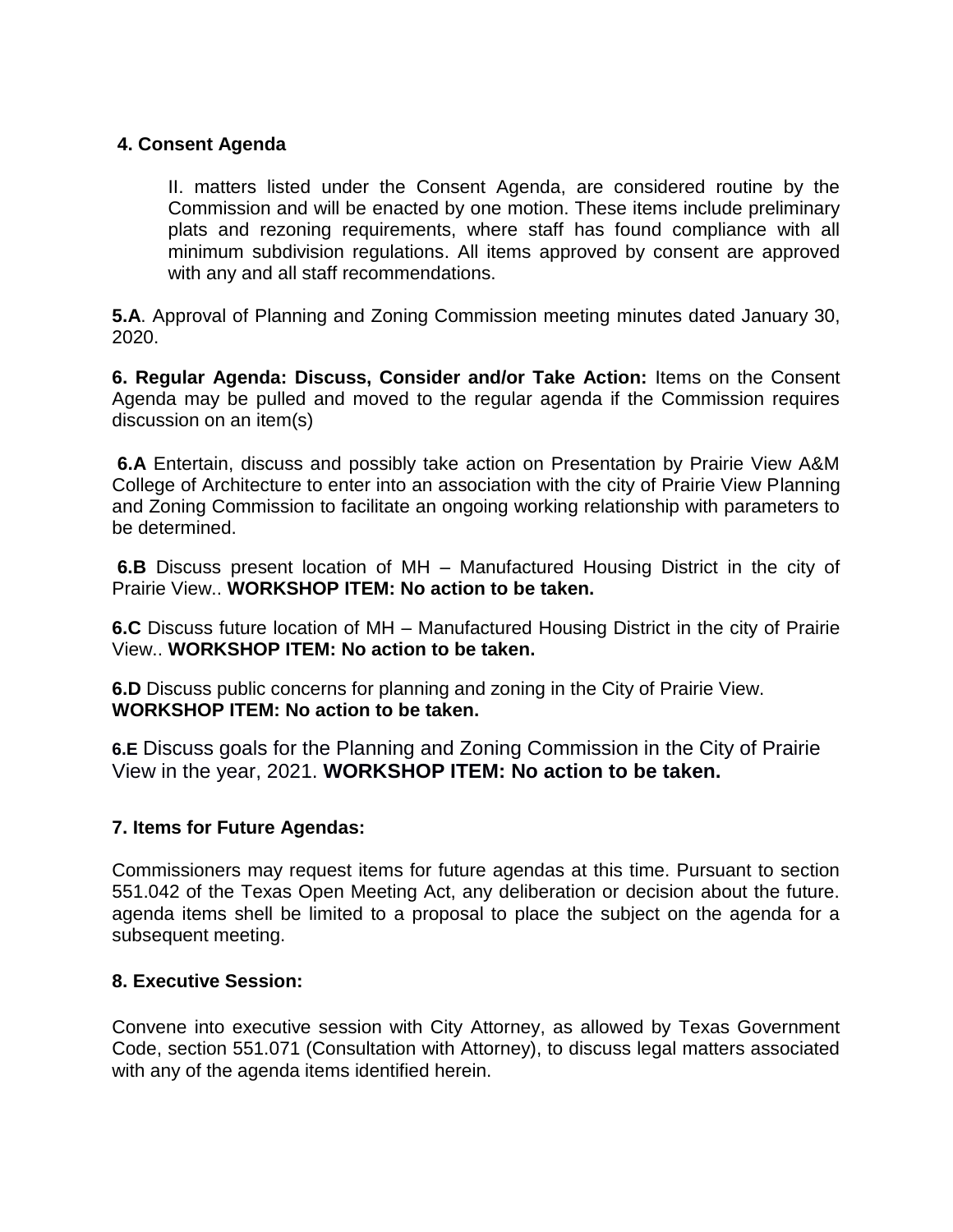**4. Consent Agenda**

> II. matters listed under the Consent Agenda, are considered routine by the Commission and will be enacted by one motion. These items include preliminary plats and rezoning requirements, where staff has found compliance with all minimum subdivision regulations. All items approved by consent are approved with any and all staff recommendations.

**5.A**. Approval of Planning and Zoning Commission meeting minutes dated January 30, 2020.

**6. Regular Agenda: Discuss, Consider and/or Take Action:** Items on the Consent Agenda may be pulled and moved to the regular agenda if the Commission requires discussion on an item(s)

**6.A** Entertain, discuss and possibly take action on Presentation by Prairie View A&M College of Architecture to enter into an association with the city of Prairie View Planning and Zoning Commission to facilitate an ongoing working relationship with parameters to be determined.

**6.B** Discuss present location of MH – Manufactured Housing District in the city of Prairie View.. **WORKSHOP ITEM: No action to be taken.**

**6.C** Discuss future location of MH – Manufactured Housing District in the city of Prairie View.. **WORKSHOP ITEM: No action to be taken.**

**6.D** Discuss public concerns for planning and zoning in the City of Prairie View. **WORKSHOP ITEM: No action to be taken.**

**6.E** Discuss goals for the Planning and Zoning Commission in the City of Prairie View in the year, 2021. **WORKSHOP ITEM: No action to be taken.**

**7. Items for Future Agendas:**

Commissioners may request items for future agendas at this time. Pursuant to section 551.042 of the Texas Open Meeting Act, any deliberation or decision about the future. agenda items shell be limited to a proposal to place the subject on the agenda for a subsequent meeting.

**8. Executive Session:**

Convene into executive session with City Attorney, as allowed by Texas Government Code, section 551.071 (Consultation with Attorney), to discuss legal matters associated with any of the agenda items identified herein.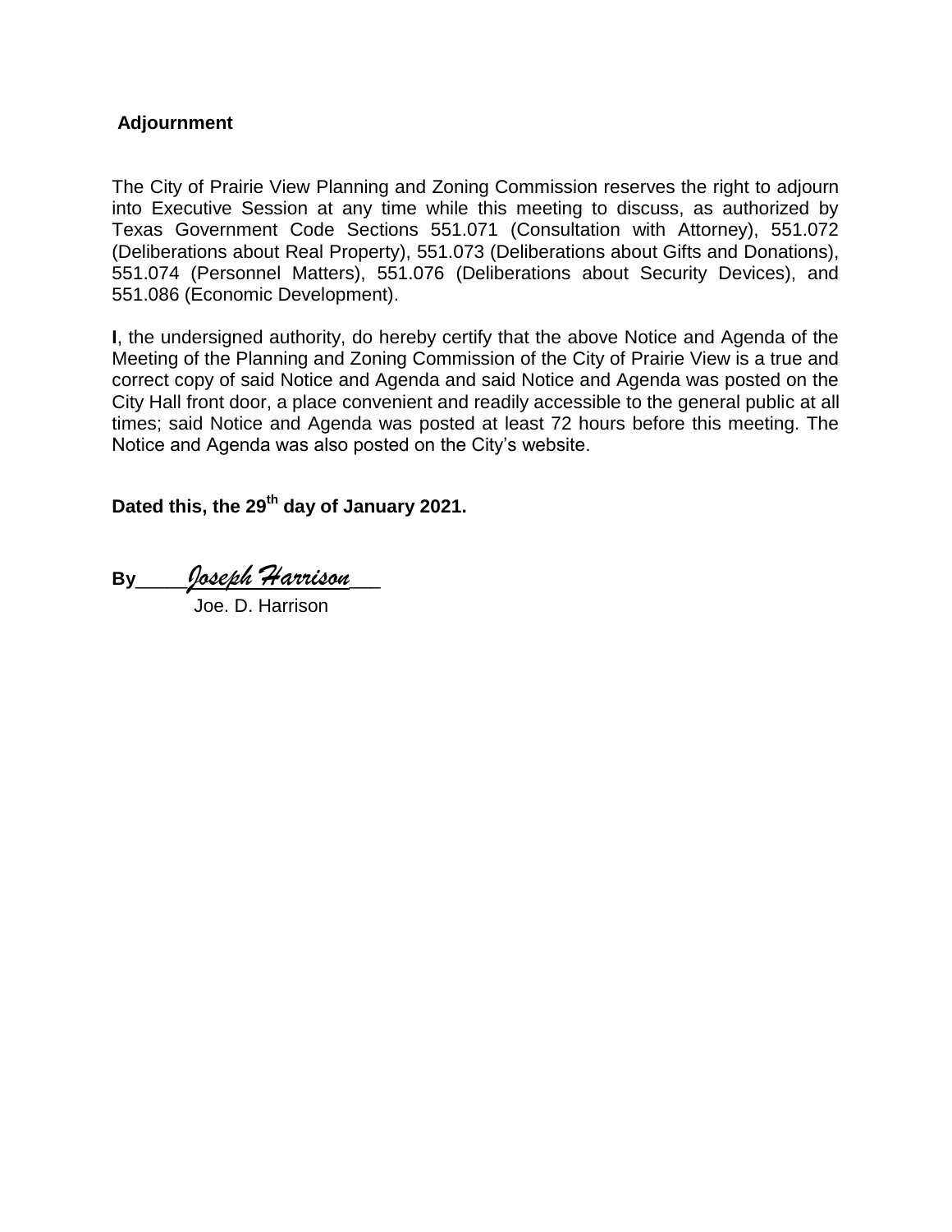**Adjournment**

The City of Prairie View Planning and Zoning Commission reserves the right to adjourn into Executive Session at any time while this meeting to discuss, as authorized by Texas Government Code Sections 551.071 (Consultation with Attorney), 551.072 (Deliberations about Real Property), 551.073 (Deliberations about Gifts and Donations), 551.074 (Personnel Matters), 551.076 (Deliberations about Security Devices), and 551.086 (Economic Development).

**I**, the undersigned authority, do hereby certify that the above Notice and Agenda of the Meeting of the Planning and Zoning Commission of the City of Prairie View is a true and correct copy of said Notice and Agenda and said Notice and Agenda was posted on the City Hall front door, a place convenient and readily accessible to the general public at all times; said Notice and Agenda was posted at least 72 hours before this meeting. The Notice and Agenda was also posted on the City's website.

**Dated this, the 29th day of January 2021.**

**By**____*Joseph Harrison*___

Joe. D. Harrison